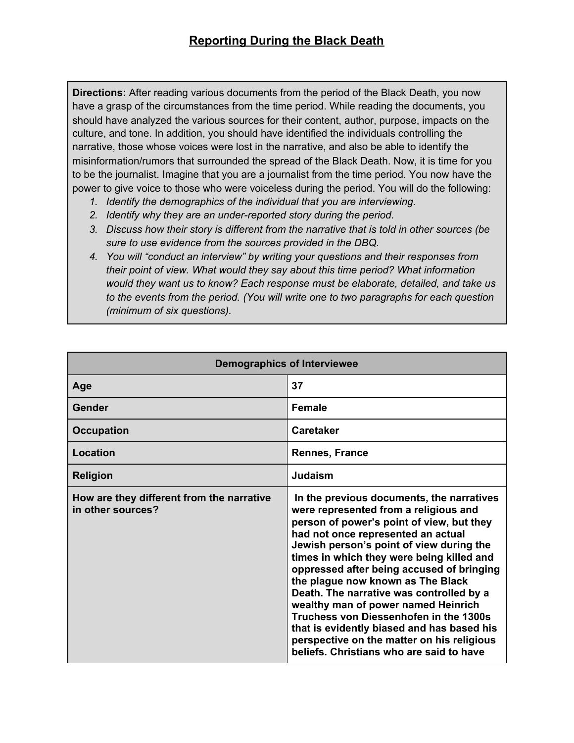## Reporting During the Black Death

**Directions:** After reading various documents from the period of the Black Death, you now have a grasp of the circumstances from the time period. While reading the documents, you should have analyzed the various sources for their content, author, purpose, impacts on the culture, and tone. In addition, you should have identified the individuals controlling the narrative, those whose voices were lost in the narrative, and also be able to identify the misinformation/rumors that surrounded the spread of the Black Death. Now, it is time for you to be the journalist. Imagine that you are a journalist from the time period. You now have the power to give voice to those who were voiceless during the period. You will do the following:

1. *Identify the demographics of the individual that you are interviewing.*
2. *Identify why they are an under-reported story during the period.*
3. *Discuss how their story is different from the narrative that is told in other sources (be sure to use evidence from the sources provided in the DBQ.*
4. *You will "conduct an interview" by writing your questions and their responses from their point of view. What would they say about this time period? What information would they want us to know? Each response must be elaborate, detailed, and take us to the events from the period. (You will write one to two paragraphs for each question (minimum of six questions).*

| **Demographics of Interviewee** | |
|---|---|
| **Age** | **37** |
| **Gender** | **Female** |
| **Occupation** | **Caretaker** |
| **Location** | **Rennes, France** |
| **Religion** | **Judaism** |
| **How are they different from the narrative in other sources?** | **In the previous documents, the narratives were represented from a religious and person of power's point of view, but they had not once represented an actual Jewish person's point of view during the times in which they were being killed and oppressed after being accused of bringing the plague now known as The Black Death. The narrative was controlled by a wealthy man of power named Heinrich Truchess von Diessenhofen in the 1300s that is evidently biased and has based his perspective on the matter on his religious beliefs. Christians who are said to have** |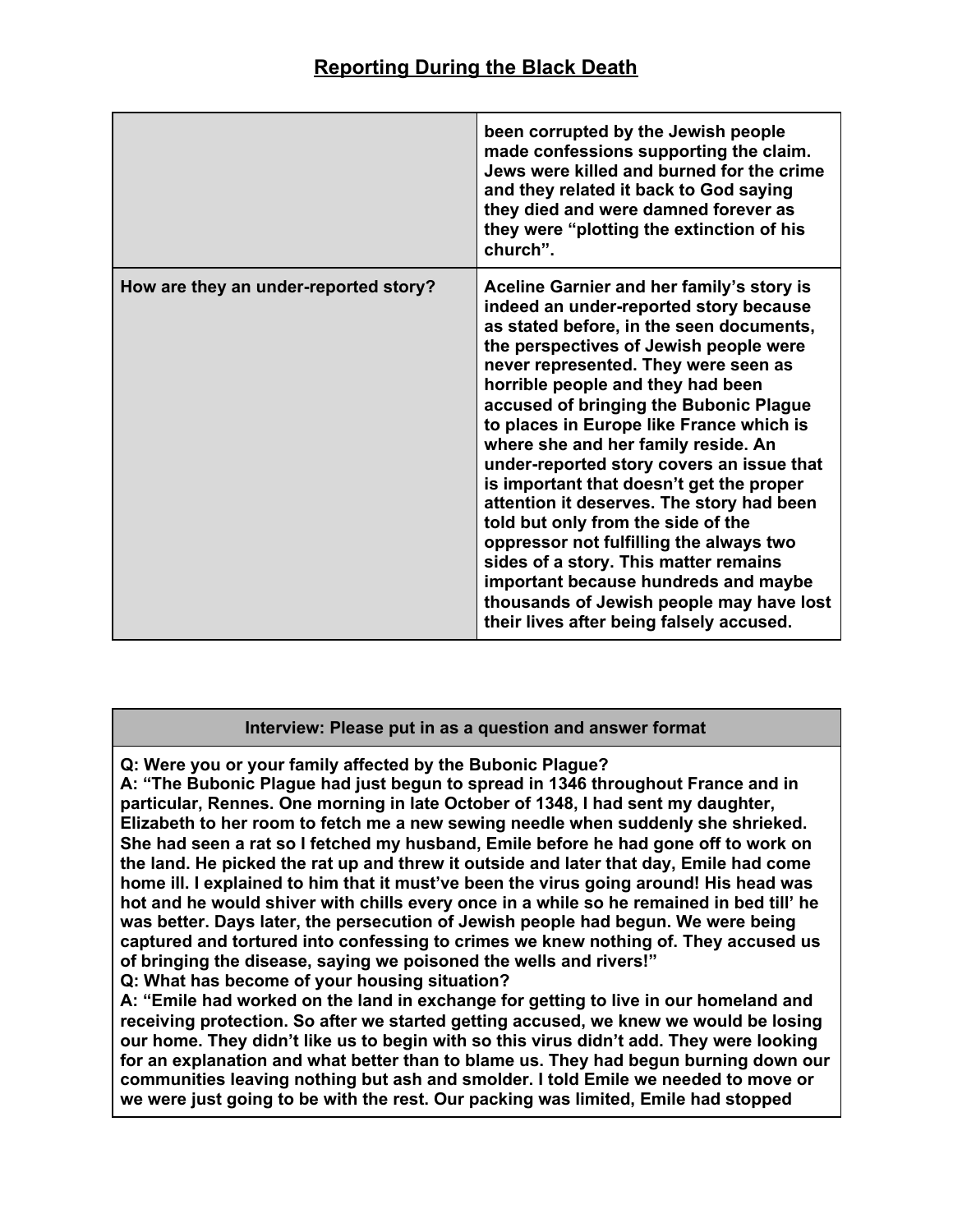## Reporting During the Black Death

| | |
|---|---|
| | **been corrupted by the Jewish people made confessions supporting the claim. Jews were killed and burned for the crime and they related it back to God saying they died and were damned forever as they were "plotting the extinction of his church".** |
| **How are they an under-reported story?** | **Aceline Garnier and her family's story is indeed an under-reported story because as stated before, in the seen documents, the perspectives of Jewish people were never represented. They were seen as horrible people and they had been accused of bringing the Bubonic Plague to places in Europe like France which is where she and her family reside. An under-reported story covers an issue that is important that doesn't get the proper attention it deserves. The story had been told but only from the side of the oppressor not fulfilling the always two sides of a story. This matter remains important because hundreds and maybe thousands of Jewish people may have lost their lives after being falsely accused.** |

| **Interview: Please put in as a question and answer format** |
|---|
| **Q: Were you or your family affected by the Bubonic Plague?**<br>**A: "The Bubonic Plague had just begun to spread in 1346 throughout France and in particular, Rennes. One morning in late October of 1348, I had sent my daughter, Elizabeth to her room to fetch me a new sewing needle when suddenly she shrieked. She had seen a rat so I fetched my husband, Emile before he had gone off to work on the land. He picked the rat up and threw it outside and later that day, Emile had come home ill. I explained to him that it must've been the virus going around! His head was hot and he would shiver with chills every once in a while so he remained in bed till' he was better. Days later, the persecution of Jewish people had begun. We were being captured and tortured into confessing to crimes we knew nothing of. They accused us of bringing the disease, saying we poisoned the wells and rivers!"**<br>**Q: What has become of your housing situation?**<br>**A: "Emile had worked on the land in exchange for getting to live in our homeland and receiving protection. So after we started getting accused, we knew we would be losing our home. They didn't like us to begin with so this virus didn't add. They were looking for an explanation and what better than to blame us. They had begun burning down our communities leaving nothing but ash and smolder. I told Emile we needed to move or we were just going to be with the rest. Our packing was limited, Emile had stopped** |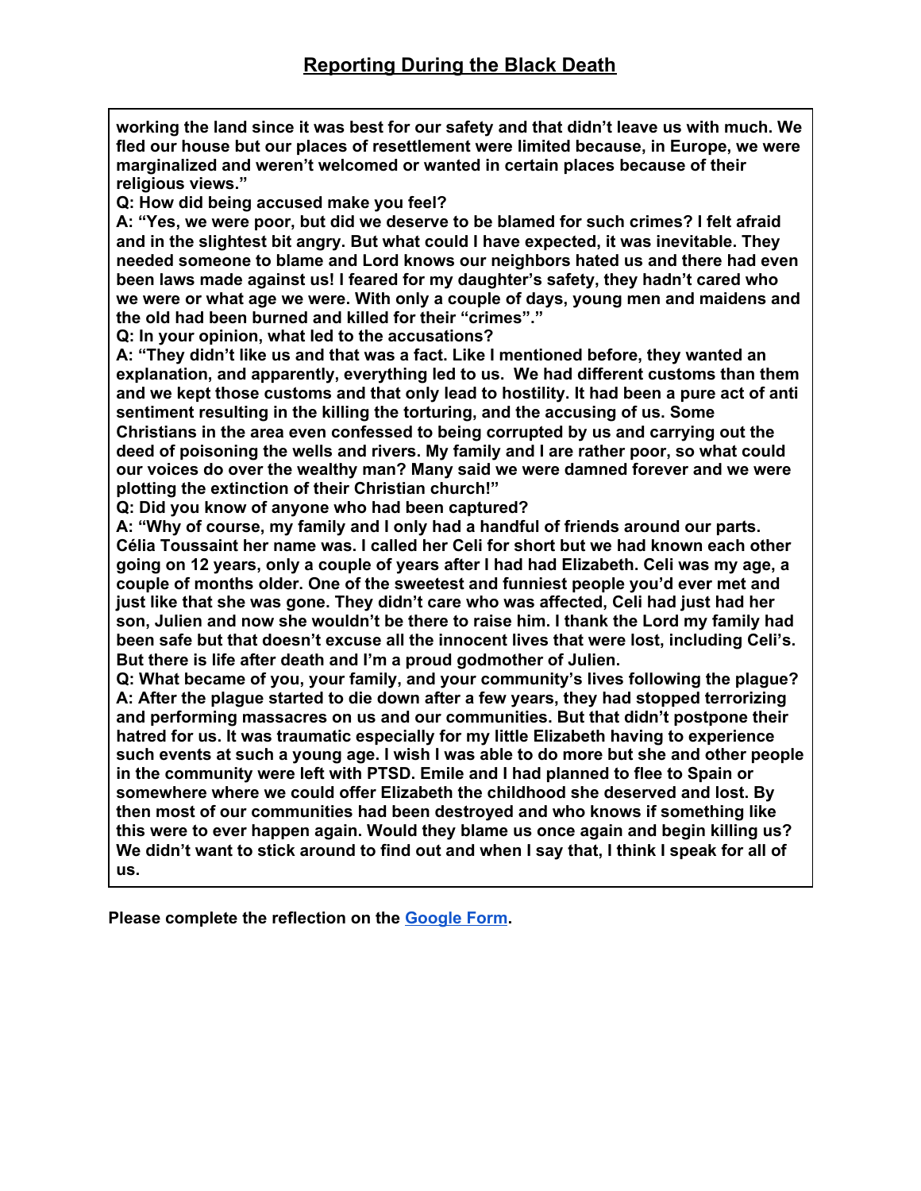## Reporting During the Black Death

**working the land since it was best for our safety and that didn't leave us with much. We fled our house but our places of resettlement were limited because, in Europe, we were marginalized and weren't welcomed or wanted in certain places because of their religious views."**

**Q: How did being accused make you feel?**

**A: "Yes, we were poor, but did we deserve to be blamed for such crimes? I felt afraid and in the slightest bit angry. But what could I have expected, it was inevitable. They needed someone to blame and Lord knows our neighbors hated us and there had even been laws made against us! I feared for my daughter's safety, they hadn't cared who we were or what age we were. With only a couple of days, young men and maidens and the old had been burned and killed for their "crimes"."**

**Q: In your opinion, what led to the accusations?**

**A: "They didn't like us and that was a fact. Like I mentioned before, they wanted an explanation, and apparently, everything led to us. We had different customs than them and we kept those customs and that only lead to hostility. It had been a pure act of anti sentiment resulting in the killing the torturing, and the accusing of us. Some Christians in the area even confessed to being corrupted by us and carrying out the deed of poisoning the wells and rivers. My family and I are rather poor, so what could our voices do over the wealthy man? Many said we were damned forever and we were plotting the extinction of their Christian church!"**

**Q: Did you know of anyone who had been captured?**

**A: "Why of course, my family and I only had a handful of friends around our parts. Célia Toussaint her name was. I called her Celi for short but we had known each other going on 12 years, only a couple of years after I had had Elizabeth. Celi was my age, a couple of months older. One of the sweetest and funniest people you'd ever met and just like that she was gone. They didn't care who was affected, Celi had just had her son, Julien and now she wouldn't be there to raise him. I thank the Lord my family had been safe but that doesn't excuse all the innocent lives that were lost, including Celi's. But there is life after death and I'm a proud godmother of Julien.**

**Q: What became of you, your family, and your community's lives following the plague?**

**A: After the plague started to die down after a few years, they had stopped terrorizing and performing massacres on us and our communities. But that didn't postpone their hatred for us. It was traumatic especially for my little Elizabeth having to experience such events at such a young age. I wish I was able to do more but she and other people in the community were left with PTSD. Emile and I had planned to flee to Spain or somewhere where we could offer Elizabeth the childhood she deserved and lost. By then most of our communities had been destroyed and who knows if something like this were to ever happen again. Would they blame us once again and begin killing us? We didn't want to stick around to find out and when I say that, I think I speak for all of us.**

**Please complete the reflection on the Google Form.**